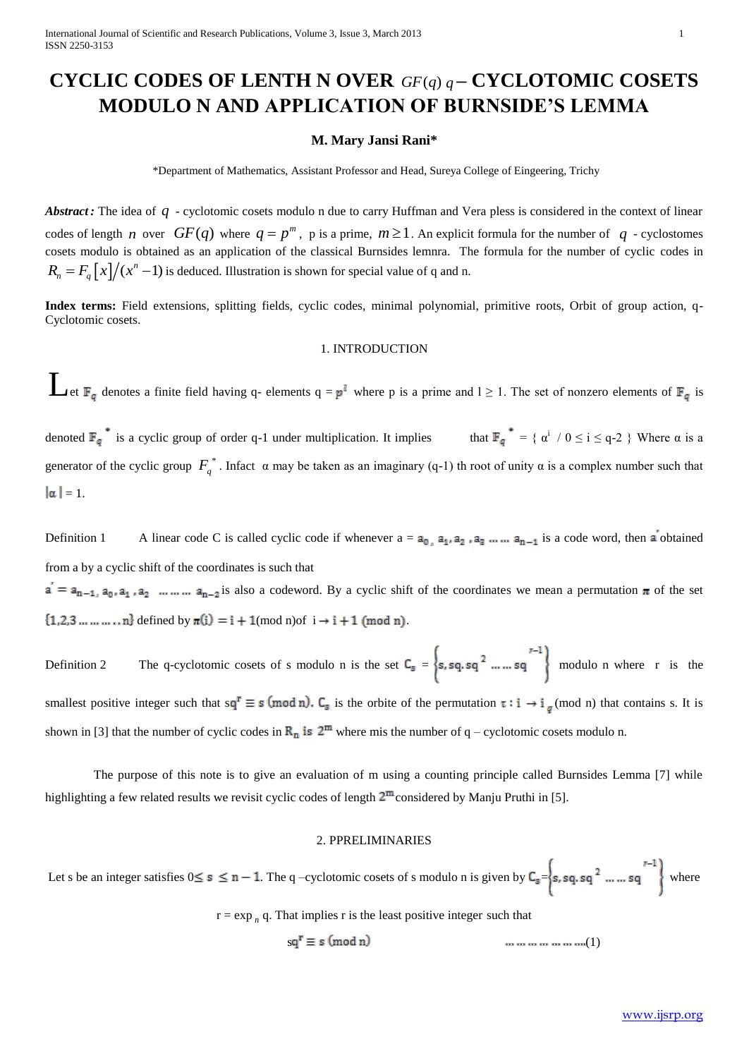# CYCLIC CODES OF LENTH N OVER $GF(q)$ $q$ – CYCLOTOMIC COSETS MODULO N AND APPLICATION OF BURNSIDE'S LEMMA

**M. Mary Jansi Rani***

*Department of Mathematics, Assistant Professor and Head, Sureya College of Eingeering, Trichy

***Abstract:*** The idea of $q$ - cyclotomic cosets modulo n due to carry Huffman and Vera pless is considered in the context of linear codes of length $n$ over $GF(q)$ where $q = p^m$, p is a prime, $m \geq 1$. An explicit formula for the number of $q$ - cyclostomes cosets modulo is obtained as an application of the classical Burnsides lemnra. The formula for the number of cyclic codes in $R_n = F_q[x]/(x^n - 1)$ is deduced. Illustration is shown for special value of q and n.

**Index terms:** Field extensions, splitting fields, cyclic codes, minimal polynomial, primitive roots, Orbit of group action, q-Cyclotomic cosets.

## 1. INTRODUCTION

Let $\mathbb{F}_q$ denotes a finite field having q- elements q = $p^l$ where p is a prime and l ≥ 1. The set of nonzero elements of $\mathbb{F}_q$ is denoted $\mathbb{F}_q^*$ is a cyclic group of order q-1 under multiplication. It implies that $\mathbb{F}_q^*$ = { $\alpha^i$ / 0 ≤ i ≤ q-2 } Where α is a generator of the cyclic group $F_q^*$. Infact α may be taken as an imaginary (q-1) th root of unity α is a complex number such that $|\alpha| = 1$.

Definition 1 A linear code C is called cyclic code if whenever a = $a_0, a_1, a_2, a_3 \dots\dots a_{n-1}$ is a code word, then $a'$ obtained from a by a cyclic shift of the coordinates is such that $a' = a_{n-1}, a_0, a_1, a_2 \dots\dots\dots a_{n-2}$ is also a codeword. By a cyclic shift of the coordinates we mean a permutation $\pi$ of the set $\{1,2,3 \dots\dots\dots\dots n\}$ defined by $\pi(i) = i + 1$(mod n)of $i \rightarrow i + 1 \pmod n$.

Definition 2 The q-cyclotomic cosets of s modulo n is the set $C_s = \left\{s, sq, sq^2 \dots\dots sq^{r-1}\right\}$ modulo n where r is the smallest positive integer such that $sq^r \equiv s \pmod n$. $C_s$ is the orbite of the permutation $\tau : i \rightarrow i_q$ (mod n) that contains s. It is shown in [3] that the number of cyclic codes in $R_n$ is $2^m$ where mis the number of q – cyclotomic cosets modulo n.

The purpose of this note is to give an evaluation of m using a counting principle called Burnsides Lemma [7] while highlighting a few related results we revisit cyclic codes of length $2^m$ considered by Manju Pruthi in [5].

## 2. PPRELIMINARIES

Let s be an integer satisfies $0 \leq s \leq n - 1$. The q –cyclotomic cosets of s modulo n is given by $C_s = \left\{s, sq, sq^2 \dots\dots sq^{r-1}\right\}$ where

r = $\exp_n$ q. That implies r is the least positive integer such that

$$sq^r \equiv s \pmod n \qquad \dots\dots\dots\dots\dots\dots(1)$$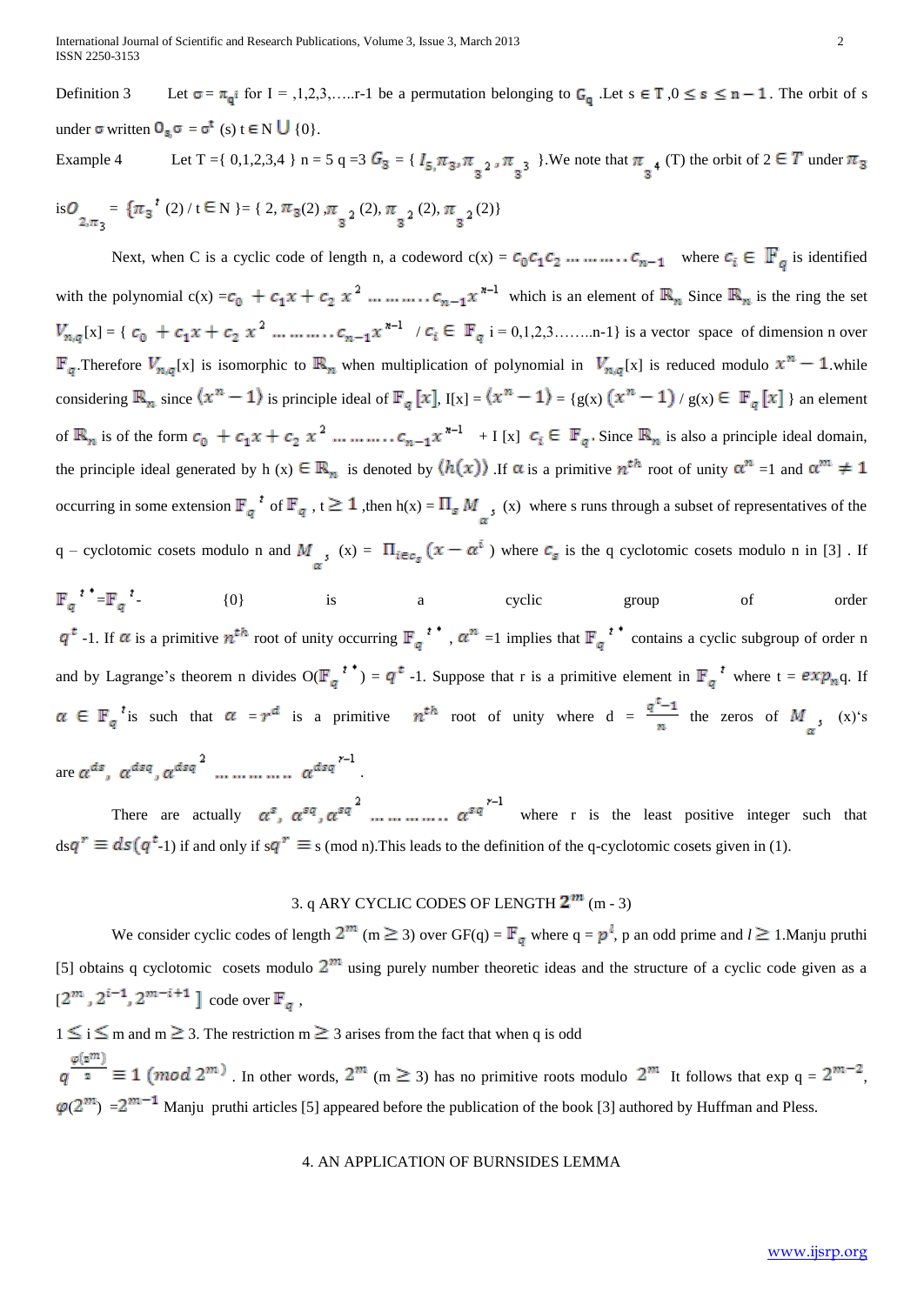Definition 3 Let $\sigma = \pi_q^{\,i}$ for I = ,1,2,3,…..r-1 be a permutation belonging to $G_q$ .Let s $\in$ T ,0 $\leq$ s $\leq$ n − 1. The orbit of s under $\sigma$ written $0_s\sigma$ = $\sigma^t$ (s) t $\in$ N $\cup$ {0}.

Example 4 Let T ={ 0,1,2,3,4 } n = 5 q =3 $G_3$ = { $I_5, \pi_3, \pi_{3^2}, \pi_{3^3}$ }.We note that $\pi_{3^4}$ (T) the orbit of 2 $\in$ $T$ under $\pi_3$ is$O_{2,\pi_3}$ = $\{\pi_3^{\,t}$ (2) / t $\in$ N }= { 2, $\pi_3$(2) ,$\pi_{3^2}$ (2), $\pi_{3^2}$ (2), $\pi_{3^2}$ (2)}

Next, when C is a cyclic code of length n, a codeword c(x) = $c_0c_1c_2 \ldots\ldots\ldots c_{n-1}$ where $c_i \in \mathbb{F}_q$ is identified with the polynomial c(x) =$c_0 + c_1x + c_2x^2 \ldots\ldots\ldots c_{n-1}x^{n-1}$ which is an element of $\mathbb{R}_n$ Since $\mathbb{R}_n$ is the ring the set $V_{n,q}$[x] = { $c_0 + c_1x + c_2x^2 \ldots\ldots\ldots c_{n-1}x^{n-1}$ / $c_i \in \mathbb{F}_q$ i = 0,1,2,3……..n-1} is a vector space of dimension n over $\mathbb{F}_q$.Therefore $V_{n,q}$[x] is isomorphic to $\mathbb{R}_n$ when multiplication of polynomial in $V_{n,q}$[x] is reduced modulo $x^n - 1$.while considering $\mathbb{R}_n$ since $\langle x^n - 1\rangle$ is principle ideal of $\mathbb{F}_q[x]$, I[x] = $\langle x^n - 1\rangle$ = {g(x) $(x^n - 1)$ / g(x) $\in$ $\mathbb{F}_q[x]$ } an element of $\mathbb{R}_n$ is of the form $c_0 + c_1x + c_2x^2 \ldots\ldots\ldots c_{n-1}x^{n-1}$ + I [x] $c_i \in \mathbb{F}_q$. Since $\mathbb{R}_n$ is also a principle ideal domain, the principle ideal generated by h (x) $\in \mathbb{R}_n$ is denoted by $\langle h(x)\rangle$ .If $\alpha$ is a primitive $n^{th}$ root of unity $\alpha^n$ =1 and $\alpha^m \neq 1$ occurring in some extension $\mathbb{F}_q^{\,t}$ of $\mathbb{F}_q$ , t $\geq 1$ ,then h(x) = $\Pi_s M_{\alpha^s}$ (x) where s runs through a subset of representatives of the q – cyclotomic cosets modulo n and $M_{\alpha^s}$ (x) = $\Pi_{i\in c_s}(x - \alpha^i)$ where $c_s$ is the q cyclotomic cosets modulo n in [3] . If $\mathbb{F}_q^{\,t*}$=$\mathbb{F}_q^{\,t}$- {0} is a cyclic group of order $q^t$ -1. If $\alpha$ is a primitive $n^{th}$ root of unity occurring $\mathbb{F}_q^{\,t*}$ , $\alpha^n$ =1 implies that $\mathbb{F}_q^{\,t*}$ contains a cyclic subgroup of order n and by Lagrange's theorem n divides O($\mathbb{F}_q^{\,t*}$) = $q^t$ -1. Suppose that r is a primitive element in $\mathbb{F}_q^{\,t}$ where t = $exp_n$q. If $\alpha \in \mathbb{F}_q^{\,t}$is such that $\alpha = r^d$ is a primitive $n^{th}$ root of unity where d = $\frac{q^t-1}{n}$ the zeros of $M_{\alpha^s}$ (x)'s are $\alpha^{ds}, \alpha^{dsq}, \alpha^{dsq^2} \ldots\ldots\ldots\ldots \alpha^{dsq^{r-1}}$.

There are actually $\alpha^s, \alpha^{sq}, \alpha^{sq^2} \ldots\ldots\ldots\ldots \alpha^{sq^{r-1}}$ where r is the least positive integer such that ds$q^r \equiv ds(q^t$-1) if and only if s$q^r$ $\equiv$ s (mod n).This leads to the definition of the q-cyclotomic cosets given in (1).

## 3. q ARY CYCLIC CODES OF LENGTH $2^m$ (m - 3)

We consider cyclic codes of length $2^m$ (m $\geq$ 3) over GF(q) = $\mathbb{F}_q$ where q = $p^l$, p an odd prime and $l \geq$ 1.Manju pruthi [5] obtains q cyclotomic cosets modulo $2^m$ using purely number theoretic ideas and the structure of a cyclic code given as a $[2^m, 2^{i-1}, 2^{m-i+1}]$ code over $\mathbb{F}_q$ ,

1 $\leq$ i $\leq$ m and m $\geq$ 3. The restriction m $\geq$ 3 arises from the fact that when q is odd

$q^{\frac{\varphi(2^m)}{2}} \equiv 1 \ (mod\ 2^m)$ . In other words, $2^m$ (m $\geq$ 3) has no primitive roots modulo $2^m$ It follows that exp q = $2^{m-2}$, $\varphi(2^m)$ =$2^{m-1}$ Manju pruthi articles [5] appeared before the publication of the book [3] authored by Huffman and Pless.

## 4. AN APPLICATION OF BURNSIDES LEMMA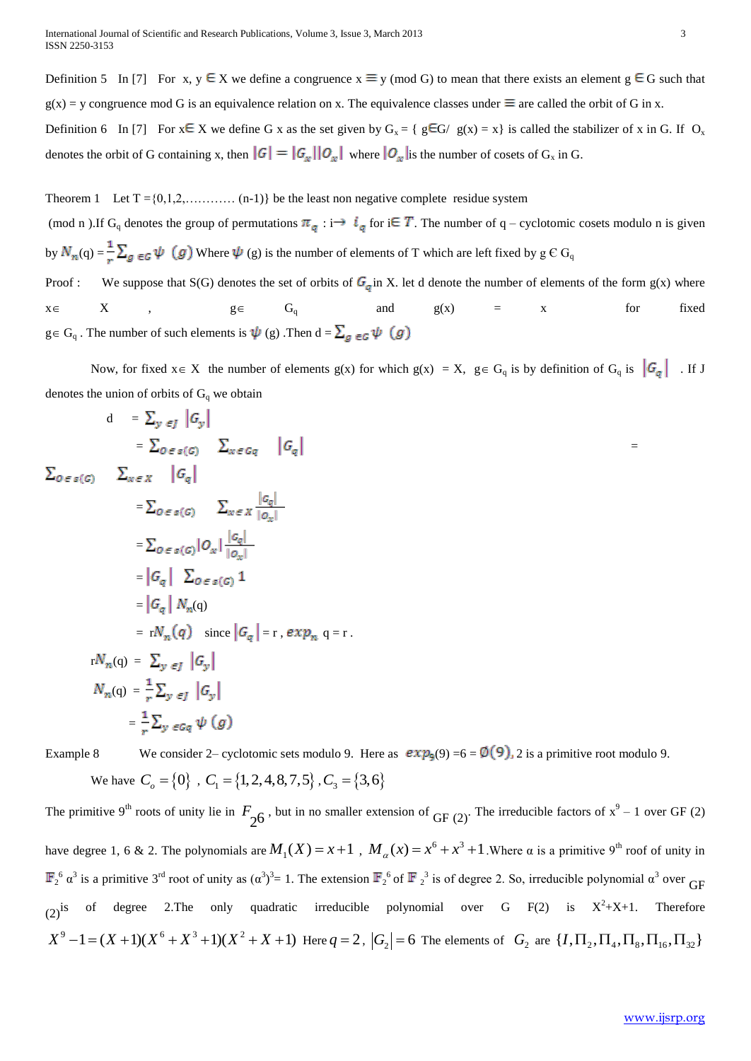Definition 5 In [7] For x, y $\in$ X we define a congruence x $\equiv$ y (mod G) to mean that there exists an element g $\in$ G such that g(x) = y congruence mod G is an equivalence relation on x. The equivalence classes under $\equiv$ are called the orbit of G in x.

Definition 6 In [7] For x$\in$ X we define G x as the set given by $G_x$ = { g$\in$G/ g(x) = x} is called the stabilizer of x in G. If $O_x$ denotes the orbit of G containing x, then $|G| = |G_x||O_x|$ where $|O_x|$is the number of cosets of $G_x$ in G.

Theorem 1 Let T ={0,1,2,………… (n-1)} be the least non negative complete residue system (mod n ).If $G_q$ denotes the group of permutations $\pi_q$ : i→ $i_q$ for i$\in T$. The number of q – cyclotomic cosets modulo n is given by $N_n(q) = \frac{1}{r}\sum_{g\in G}\psi(g)$ Where $\psi$ (g) is the number of elements of T which are left fixed by g Є $G_q$

Proof : We suppose that S(G) denotes the set of orbits of $G_q$in X. let d denote the number of elements of the form g(x) where x$\in$ X , g$\in$ $G_q$ and g(x) = x for fixed g$\in$ $G_q$ . The number of such elements is $\psi$ (g) .Then d = $\sum_{g\in G}\psi(g)$

Now, for fixed x$\in$ X the number of elements g(x) for which g(x) = X, g$\in$ $G_q$ is by definition of $G_q$ is $|G_q|$ . If J denotes the union of orbits of $G_q$ we obtain

$$d = \sum_{y\in J}|G_y|$$

$$= \sum_{O\in s(G)}\sum_{x\in Gq}|G_q| = \sum_{O\in s(G)}\sum_{x\in X}|G_q|$$

$$= \sum_{O\in s(G)}\sum_{x\in X}\frac{|G_q|}{|O_x|}$$

$$= \sum_{O\in s(G)}|O_x|\frac{|G_q|}{|O_x|}$$

$$= |G_q|\sum_{O\in s(G)}1$$

$$= |G_q|\,N_n(q)$$

$$= rN_n(q) \quad \text{since } |G_q| = r,\ exp_n\, q = r.$$

$$rN_n(q) = \sum_{y\in J}|G_y|$$

$$N_n(q) = \frac{1}{r}\sum_{y\in J}|G_y|$$

$$= \frac{1}{r}\sum_{y\in Gq}\psi(g)$$

Example 8 We consider 2– cyclotomic sets modulo 9. Here as $exp_5(9) = 6 = \phi(9)$, 2 is a primitive root modulo 9.

We have $C_o = \{0\}$ , $C_1 = \{1,2,4,8,7,5\}$ , $C_3 = \{3,6\}$

The primitive 9[th] roots of unity lie in $F_{2^6}$, but in no smaller extension of GF (2). The irreducible factors of $x^9 - 1$ over GF (2) have degree 1, 6 & 2. The polynomials are $M_1(X) = x+1$ , $M_\alpha(x) = x^6 + x^3 + 1$.Where α is a primitive 9[th] roof of unity in $\mathbb{F}_2^6$ $\alpha^3$ is a primitive 3[rd] root of unity as $(\alpha^3)^3$= 1. The extension $\mathbb{F}_2^6$ of $\mathbb{F}_2^3$ is of degree 2. So, irreducible polynomial $\alpha^3$ over GF (2)is of degree 2.The only quadratic irreducible polynomial over G F(2) is $X^2+X+1$. Therefore $X^9 - 1 = (X+1)(X^6 + X^3 + 1)(X^2 + X + 1)$ Here $q = 2$, $|G_2| = 6$ The elements of $G_2$ are $\{I, \Pi_2, \Pi_4, \Pi_8, \Pi_{16}, \Pi_{32}\}$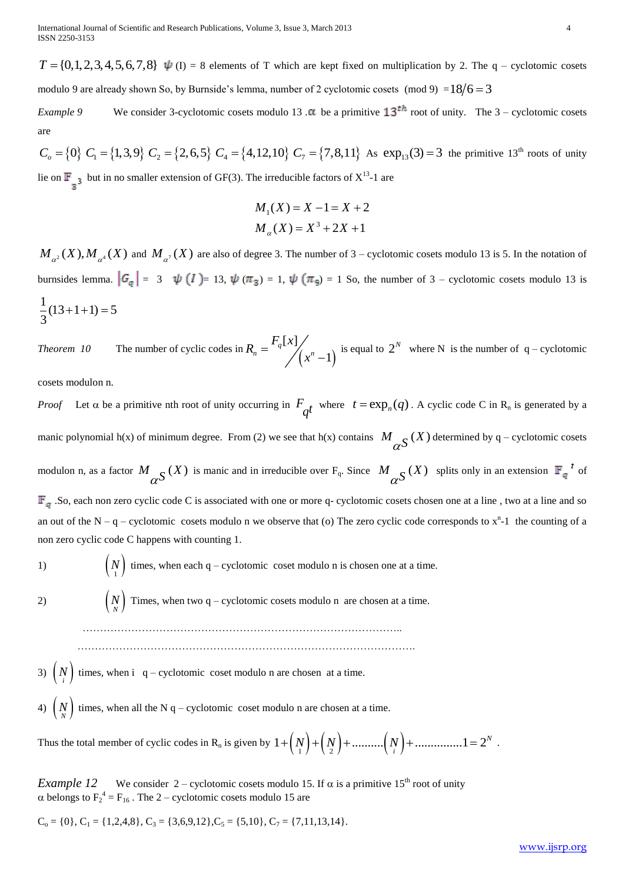$T = \{0,1,2,3,4,5,6,7,8\}$ $\psi$ (I) = 8 elements of T which are kept fixed on multiplication by 2. The q – cyclotomic cosets modulo 9 are already shown So, by Burnside's lemma, number of 2 cyclotomic cosets (mod 9) $= 18/6 = 3$

*Example 9* We consider 3-cyclotomic cosets modulo 13 .$\alpha$ be a primitive $13^{th}$ root of unity. The 3 – cyclotomic cosets are

$C_o = \{0\}$ $C_1 = \{1,3,9\}$ $C_2 = \{2,6,5\}$ $C_4 = \{4,12,10\}$ $C_7 = \{7,8,11\}$ As $\exp_{13}(3) = 3$ the primitive 13[th] roots of unity lie on $\mathbb{F}_{3^3}$ but in no smaller extension of GF(3). The irreducible factors of $X^{13}$-1 are

$$M_1(X) = X - 1 = X + 2$$
$$M_\alpha(X) = X^3 + 2X + 1$$

$M_{\alpha^2}(X), M_{\alpha^4}(X)$ and $M_{\alpha^7}(X)$ are also of degree 3. The number of 3 – cyclotomic cosets modulo 13 is 5. In the notation of burnsides lemma. $|G_q|$ = 3 $\psi(I)$= 13, $\psi(\pi_3)$ = 1, $\psi(\pi_9)$ = 1 So, the number of 3 – cyclotomic cosets modulo 13 is $\frac{1}{3}(13+1+1) = 5$

*Theorem 10* The number of cyclic codes in $R_n = F_q[x]/(x^n - 1)$ is equal to $2^N$ where N is the number of q – cyclotomic cosets modulon n.

*Proof* Let $\alpha$ be a primitive nth root of unity occurring in $F_{q^t}$ where $t = \exp_n(q)$. A cyclic code C in $R_n$ is generated by a manic polynomial h(x) of minimum degree. From (2) we see that h(x) contains $M_{\alpha^S}(X)$ determined by q – cyclotomic cosets modulon n, as a factor $M_{\alpha^S}(X)$ is manic and in irreducible over $F_q$. Since $M_{\alpha^S}(X)$ splits only in an extension $\mathbb{F}_q{}^t$ of $\mathbb{F}_q$ .So, each non zero cyclic code C is associated with one or more q- cyclotomic cosets chosen one at a line , two at a line and so an out of the N – q – cyclotomic cosets modulo n we observe that (o) The zero cyclic code corresponds to $x^n$-1 the counting of a non zero cyclic code C happens with counting 1.

1) $\binom{N}{1}$ times, when each q – cyclotomic coset modulo n is chosen one at a time.

2) $\binom{N}{N}$ Times, when two q – cyclotomic cosets modulo n are chosen at a time.

………………………………………………………………………………..

……………………………………………………………………………………….

3) $\binom{N}{i}$ times, when i q – cyclotomic coset modulo n are chosen at a time.

4) $\binom{N}{N}$ times, when all the N q – cyclotomic coset modulo n are chosen at a time.

Thus the total member of cyclic codes in $R_n$ is given by $1 + \binom{N}{1} + \binom{N}{2} + \ldots\ldots\ldots\binom{N}{i} + \ldots\ldots\ldots\ldots\ldots 1 = 2^N$ .

*Example 12* We consider 2 – cyclotomic cosets modulo 15. If $\alpha$ is a primitive 15[th] root of unity $\alpha$ belongs to $F_{2^4} = F_{16}$ . The 2 – cyclotomic cosets modulo 15 are

$C_o = \{0\}$, $C_1 = \{1,2,4,8\}$, $C_3 = \{3,6,9,12\}$, $C_5 = \{5,10\}$, $C_7 = \{7,11,13,14\}$.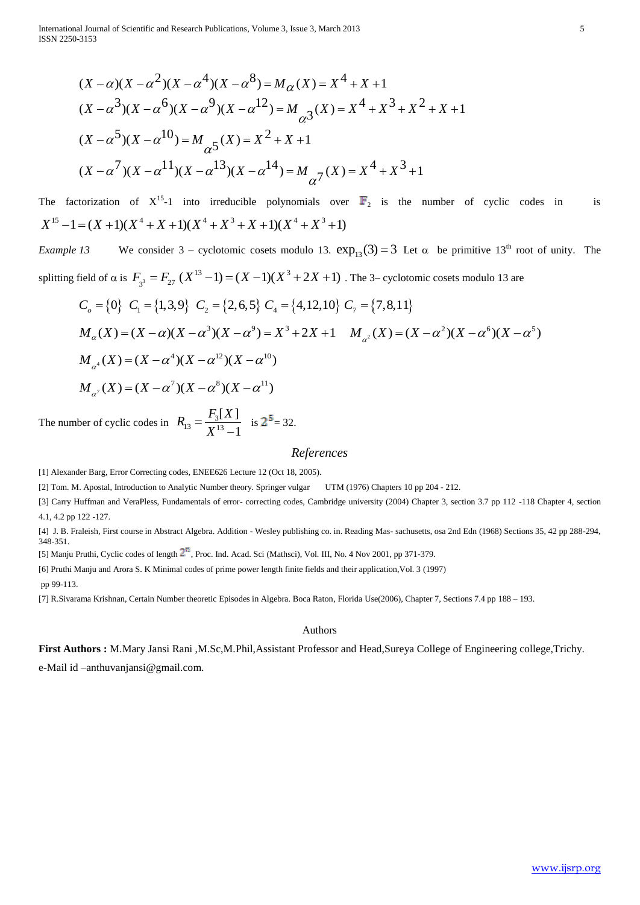$$(X-\alpha)(X-\alpha^2)(X-\alpha^4)(X-\alpha^8) = M_{\alpha}(X) = X^4 + X + 1$$
$$(X-\alpha^3)(X-\alpha^6)(X-\alpha^9)(X-\alpha^{12}) = M_{\alpha^3}(X) = X^4 + X^3 + X^2 + X + 1$$
$$(X-\alpha^5)(X-\alpha^{10}) = M_{\alpha^5}(X) = X^2 + X + 1$$
$$(X-\alpha^7)(X-\alpha^{11})(X-\alpha^{13})(X-\alpha^{14}) = M_{\alpha^7}(X) = X^4 + X^3 + 1$$

The factorization of $X^{15}$-1 into irreducible polynomials over $\mathbb{F}_2$ is the number of cyclic codes in is $X^{15} - 1 = (X+1)(X^4 + X + 1)(X^4 + X^3 + X + 1)(X^4 + X^3 + 1)$

*Example 13* We consider 3 – cyclotomic cosets modulo 13. $\exp_{13}(3) = 3$ Let $\alpha$ be primitive $13^{\text{th}}$ root of unity. The splitting field of $\alpha$ is $F_{3^3} = F_{27}$ $(X^{13} - 1) = (X-1)(X^3 + 2X + 1)$ . The 3– cyclotomic cosets modulo 13 are

$$C_o = \{0\} \;\; C_1 = \{1,3,9\} \;\; C_2 = \{2,6,5\} \;\; C_4 = \{4,12,10\} \;\; C_7 = \{7,8,11\}$$
$$M_{\alpha}(X) = (X-\alpha)(X-\alpha^3)(X-\alpha^9) = X^3 + 2X + 1 \quad M_{\alpha^2}(X) = (X-\alpha^2)(X-\alpha^6)(X-\alpha^5)$$
$$M_{\alpha^4}(X) = (X-\alpha^4)(X-\alpha^{12})(X-\alpha^{10})$$
$$M_{\alpha^7}(X) = (X-\alpha^7)(X-\alpha^8)(X-\alpha^{11})$$

The number of cyclic codes in $R_{13} = \dfrac{F_3[X]}{X^{13}-1}$ is $2^5$ = 32.

## References

[1] Alexander Barg, Error Correcting codes, ENEE626 Lecture 12 (Oct 18, 2005).

[2] Tom. M. Apostal, Introduction to Analytic Number theory. Springer vulgar UTM (1976) Chapters 10 pp 204 - 212.

[3] Carry Huffman and VeraPless, Fundamentals of error- correcting codes, Cambridge university (2004) Chapter 3, section 3.7 pp 112 -118 Chapter 4, section 4.1, 4.2 pp 122 -127.

[4] J. B. Fraleish, First course in Abstract Algebra. Addition - Wesley publishing co. in. Reading Mas- sachusetts, osa 2nd Edn (1968) Sections 35, 42 pp 288-294, 348-351.

[5] Manju Pruthi, Cyclic codes of length $2^m$, Proc. Ind. Acad. Sci (Mathsci), Vol. III, No. 4 Nov 2001, pp 371-379.

[6] Pruthi Manju and Arora S. K Minimal codes of prime power length finite fields and their application,Vol. 3 (1997) pp 99-113.

[7] R.Sivarama Krishnan, Certain Number theoretic Episodes in Algebra. Boca Raton, Florida Use(2006), Chapter 7, Sections 7.4 pp 188 – 193.

## Authors

**First Authors :** M.Mary Jansi Rani ,M.Sc,M.Phil,Assistant Professor and Head,Sureya College of Engineering college,Trichy. e-Mail id –anthuvanjansi@gmail.com.